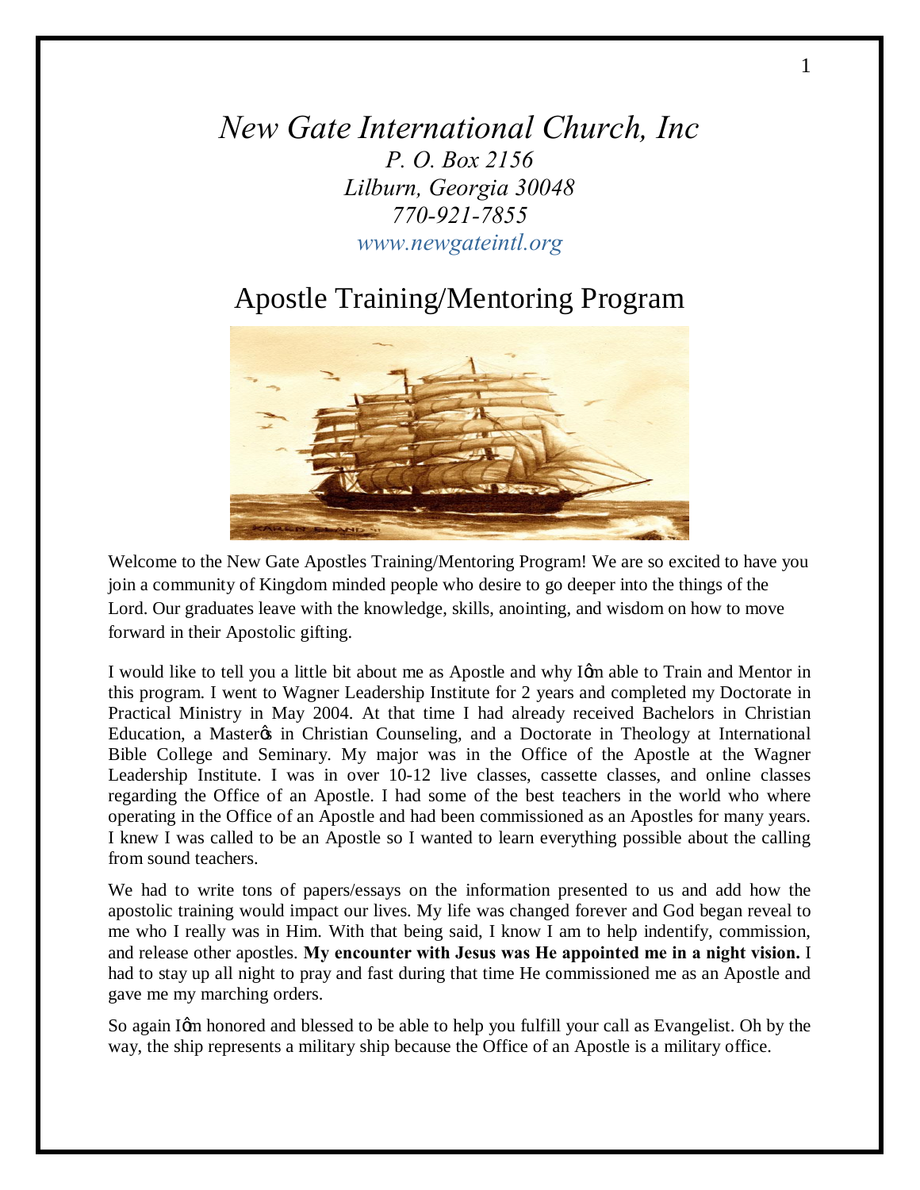*New Gate International Church, Inc*
*P. O. Box 2156*
*Lilburn, Georgia 30048*
*770-921-7855*
*www.newgateintl.org*

# Apostle Training/Mentoring Program

Welcome to the New Gate Apostles Training/Mentoring Program! We are so excited to have you join a community of Kingdom minded people who desire to go deeper into the things of the Lord. Our graduates leave with the knowledge, skills, anointing, and wisdom on how to move forward in their Apostolic gifting.

I would like to tell you a little bit about me as Apostle and why I'm able to Train and Mentor in this program. I went to Wagner Leadership Institute for 2 years and completed my Doctorate in Practical Ministry in May 2004. At that time I had already received Bachelors in Christian Education, a Master's in Christian Counseling, and a Doctorate in Theology at International Bible College and Seminary. My major was in the Office of the Apostle at the Wagner Leadership Institute. I was in over 10-12 live classes, cassette classes, and online classes regarding the Office of an Apostle. I had some of the best teachers in the world who where operating in the Office of an Apostle and had been commissioned as an Apostles for many years. I knew I was called to be an Apostle so I wanted to learn everything possible about the calling from sound teachers.

We had to write tons of papers/essays on the information presented to us and add how the apostolic training would impact our lives. My life was changed forever and God began reveal to me who I really was in Him. With that being said, I know I am to help indentify, commission, and release other apostles. **My encounter with Jesus was He appointed me in a night vision.** I had to stay up all night to pray and fast during that time He commissioned me as an Apostle and gave me my marching orders.

So again I'm honored and blessed to be able to help you fulfill your call as Evangelist. Oh by the way, the ship represents a military ship because the Office of an Apostle is a military office.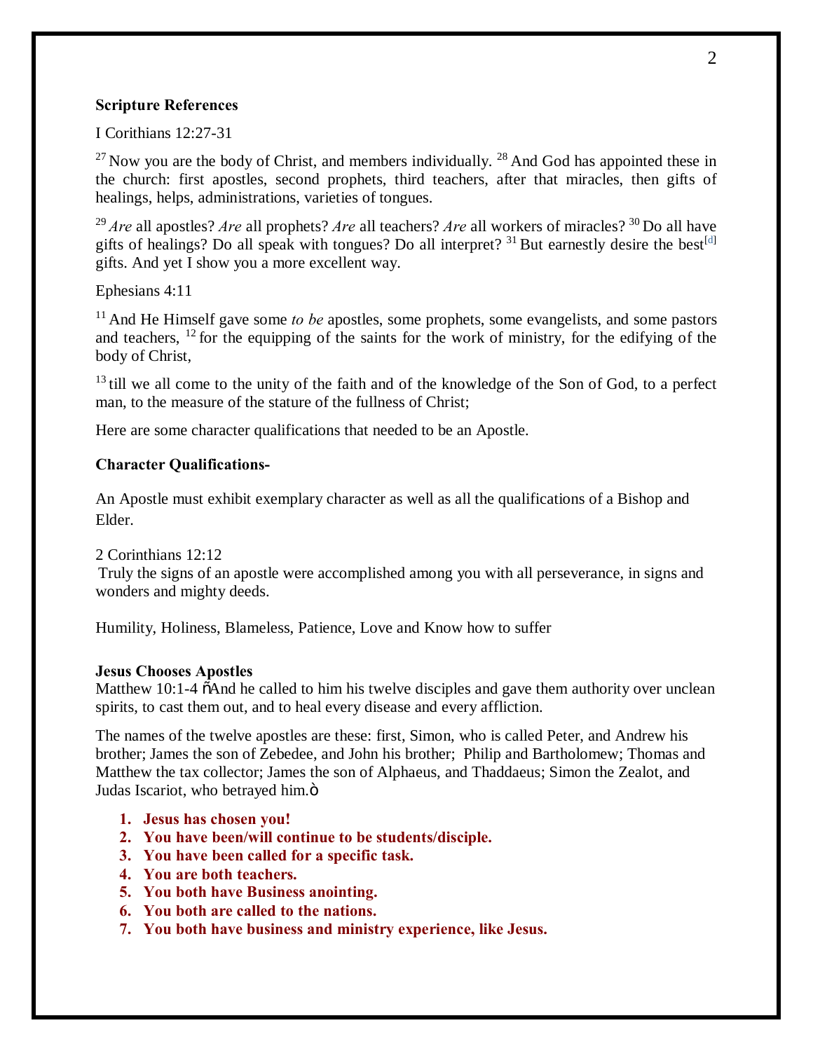**Scripture References**

I Corithians 12:27-31

[27] Now you are the body of Christ, and members individually. [28] And God has appointed these in the church: first apostles, second prophets, third teachers, after that miracles, then gifts of healings, helps, administrations, varieties of tongues.

[29] *Are* all apostles? *Are* all prophets? *Are* all teachers? *Are* all workers of miracles? [30] Do all have gifts of healings? Do all speak with tongues? Do all interpret? [31] But earnestly desire the best[d] gifts. And yet I show you a more excellent way.

Ephesians 4:11

[11] And He Himself gave some *to be* apostles, some prophets, some evangelists, and some pastors and teachers, [12] for the equipping of the saints for the work of ministry, for the edifying of the body of Christ,

[13] till we all come to the unity of the faith and of the knowledge of the Son of God, to a perfect man, to the measure of the stature of the fullness of Christ;

Here are some character qualifications that needed to be an Apostle.

**Character Qualifications-**

An Apostle must exhibit exemplary character as well as all the qualifications of a Bishop and Elder.

2 Corinthians 12:12
Truly the signs of an apostle were accomplished among you with all perseverance, in signs and wonders and mighty deeds.

Humility, Holiness, Blameless, Patience, Love and Know how to suffer

**Jesus Chooses Apostles**
Matthew 10:1-4 õAnd he called to him his twelve disciples and gave them authority over unclean spirits, to cast them out, and to heal every disease and every affliction.

The names of the twelve apostles are these: first, Simon, who is called Peter, and Andrew his brother; James the son of Zebedee, and John his brother; Philip and Bartholomew; Thomas and Matthew the tax collector; James the son of Alphaeus, and Thaddaeus; Simon the Zealot, and Judas Iscariot, who betrayed him.ö

1. **Jesus has chosen you!**
2. **You have been/will continue to be students/disciple.**
3. **You have been called for a specific task.**
4. **You are both teachers.**
5. **You both have Business anointing.**
6. **You both are called to the nations.**
7. **You both have business and ministry experience, like Jesus.**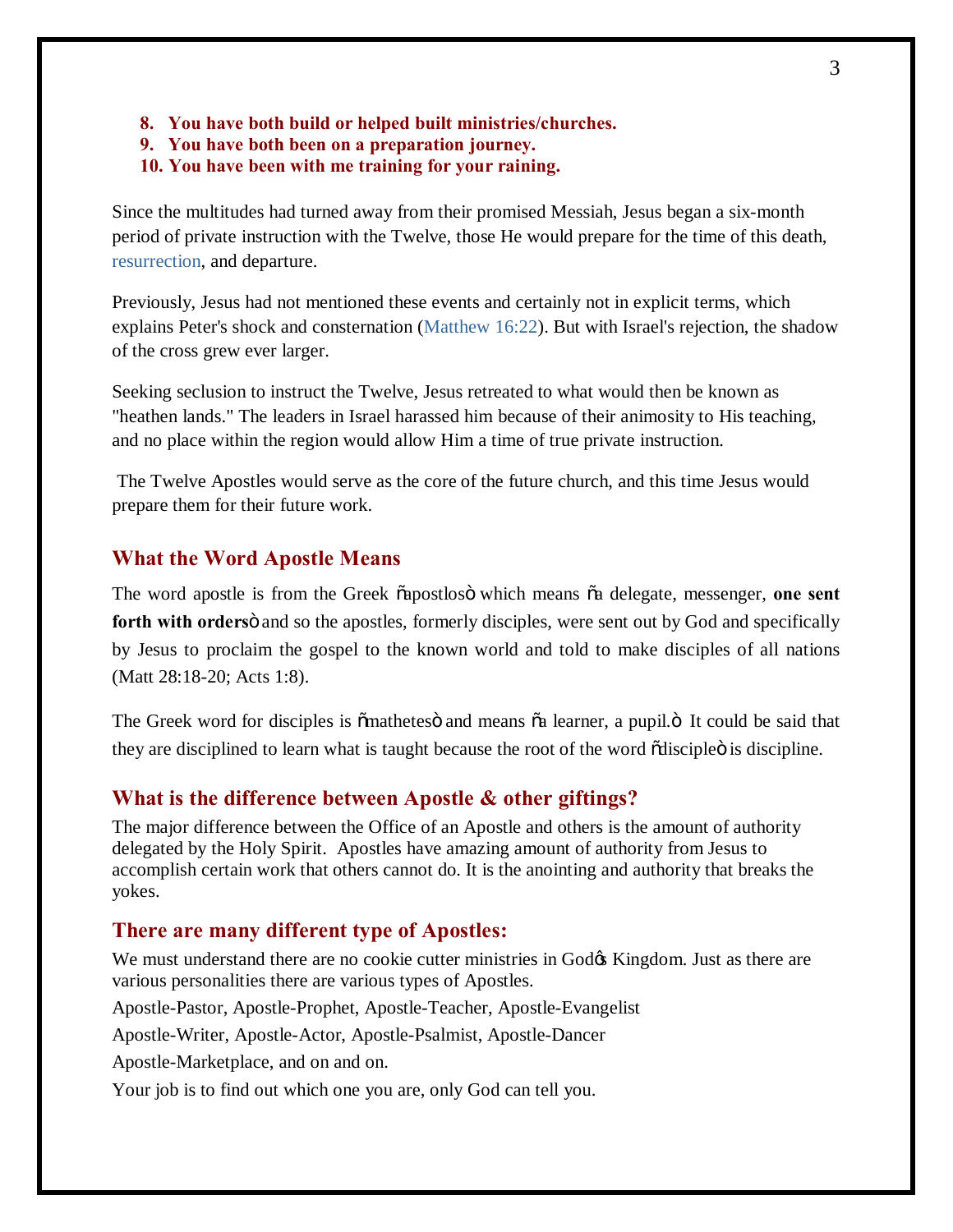8. **You have both build or helped built ministries/churches.**
9. **You have both been on a preparation journey.**
10. **You have been with me training for your raining.**

Since the multitudes had turned away from their promised Messiah, Jesus began a six-month period of private instruction with the Twelve, those He would prepare for the time of this death, resurrection, and departure.

Previously, Jesus had not mentioned these events and certainly not in explicit terms, which explains Peter's shock and consternation (Matthew 16:22). But with Israel's rejection, the shadow of the cross grew ever larger.

Seeking seclusion to instruct the Twelve, Jesus retreated to what would then be known as "heathen lands." The leaders in Israel harassed him because of their animosity to His teaching, and no place within the region would allow Him a time of true private instruction.

The Twelve Apostles would serve as the core of the future church, and this time Jesus would prepare them for their future work.

## What the Word Apostle Means

The word apostle is from the Greek "apostlos" which means "a delegate, messenger, **one sent forth with orders**" and so the apostles, formerly disciples, were sent out by God and specifically by Jesus to proclaim the gospel to the known world and told to make disciples of all nations (Matt 28:18-20; Acts 1:8).

The Greek word for disciples is "mathetes" and means "a learner, a pupil." It could be said that they are disciplined to learn what is taught because the root of the word "disciple" is discipline.

## What is the difference between Apostle & other giftings?

The major difference between the Office of an Apostle and others is the amount of authority delegated by the Holy Spirit. Apostles have amazing amount of authority from Jesus to accomplish certain work that others cannot do. It is the anointing and authority that breaks the yokes.

## There are many different type of Apostles:

We must understand there are no cookie cutter ministries in God's Kingdom. Just as there are various personalities there are various types of Apostles.

Apostle-Pastor, Apostle-Prophet, Apostle-Teacher, Apostle-Evangelist

Apostle-Writer, Apostle-Actor, Apostle-Psalmist, Apostle-Dancer

Apostle-Marketplace, and on and on.

Your job is to find out which one you are, only God can tell you.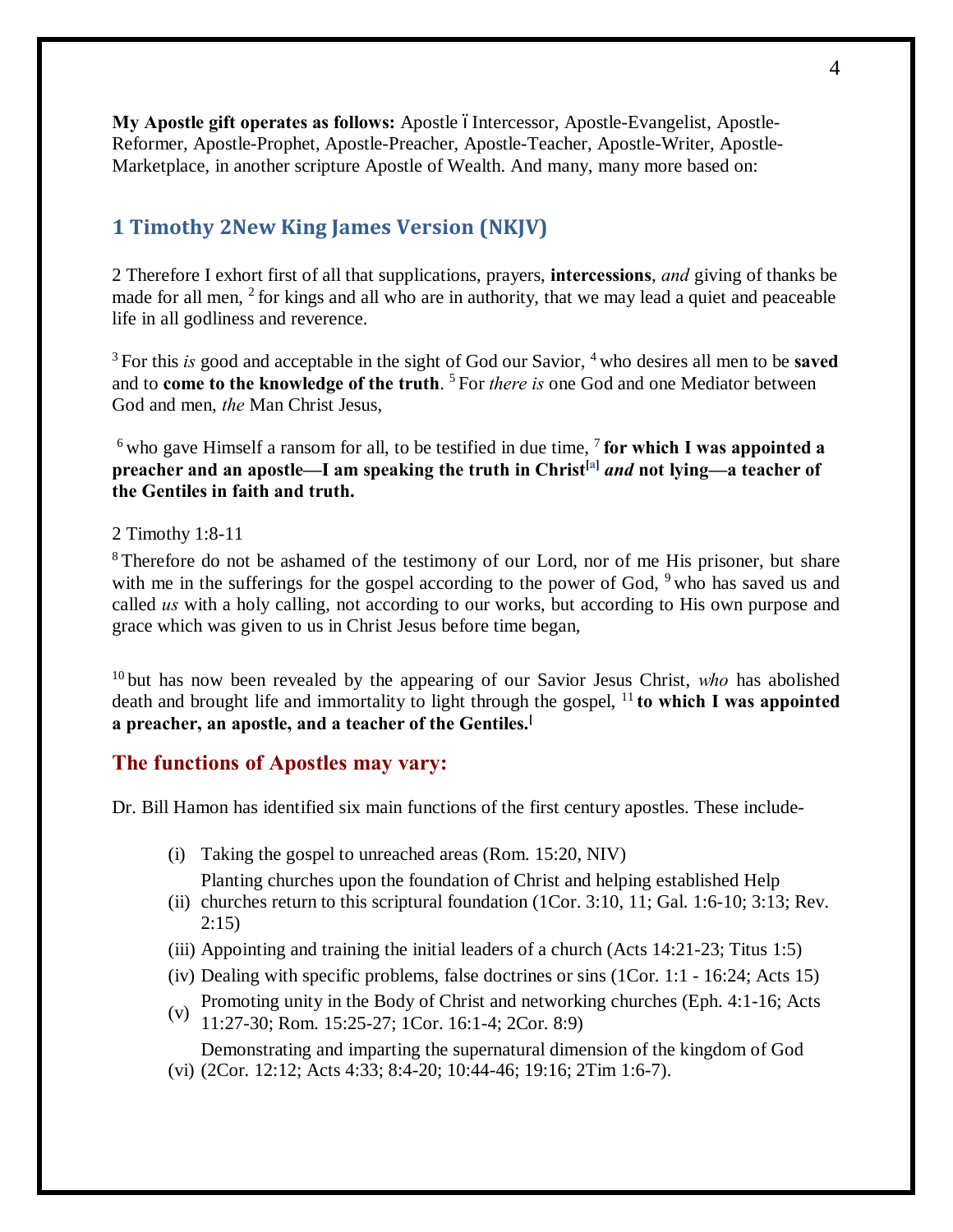**My Apostle gift operates as follows:** Apostle –Intercessor, Apostle-Evangelist, Apostle-Reformer, Apostle-Prophet, Apostle-Preacher, Apostle-Teacher, Apostle-Writer, Apostle-Marketplace, in another scripture Apostle of Wealth. And many, many more based on:

## 1 Timothy 2New King James Version (NKJV)

2 Therefore I exhort first of all that supplications, prayers, **intercessions**, *and* giving of thanks be made for all men, [2] for kings and all who are in authority, that we may lead a quiet and peaceable life in all godliness and reverence.

[3] For this *is* good and acceptable in the sight of God our Savior, [4] who desires all men to be **saved** and to **come to the knowledge of the truth**. [5] For *there is* one God and one Mediator between God and men, *the* Man Christ Jesus,

[6] who gave Himself a ransom for all, to be testified in due time, [7] **for which I was appointed a preacher and an apostle—I am speaking the truth in Christ[a] *and* not lying—a teacher of the Gentiles in faith and truth.**

2 Timothy 1:8-11

[8] Therefore do not be ashamed of the testimony of our Lord, nor of me His prisoner, but share with me in the sufferings for the gospel according to the power of God, [9] who has saved us and called *us* with a holy calling, not according to our works, but according to His own purpose and grace which was given to us in Christ Jesus before time began,

[10] but has now been revealed by the appearing of our Savior Jesus Christ, *who* has abolished death and brought life and immortality to light through the gospel, [11] **to which I was appointed a preacher, an apostle, and a teacher of the Gentiles.**[

### The functions of Apostles may vary:

Dr. Bill Hamon has identified six main functions of the first century apostles. These include-

(i) Taking the gospel to unreached areas (Rom. 15:20, NIV)

(ii) Planting churches upon the foundation of Christ and helping established Help churches return to this scriptural foundation (1Cor. 3:10, 11; Gal. 1:6-10; 3:13; Rev. 2:15)

(iii) Appointing and training the initial leaders of a church (Acts 14:21-23; Titus 1:5)

(iv) Dealing with specific problems, false doctrines or sins (1Cor. 1:1 - 16:24; Acts 15)

(v) Promoting unity in the Body of Christ and networking churches (Eph. 4:1-16; Acts 11:27-30; Rom. 15:25-27; 1Cor. 16:1-4; 2Cor. 8:9)

(vi) Demonstrating and imparting the supernatural dimension of the kingdom of God (2Cor. 12:12; Acts 4:33; 8:4-20; 10:44-46; 19:16; 2Tim 1:6-7).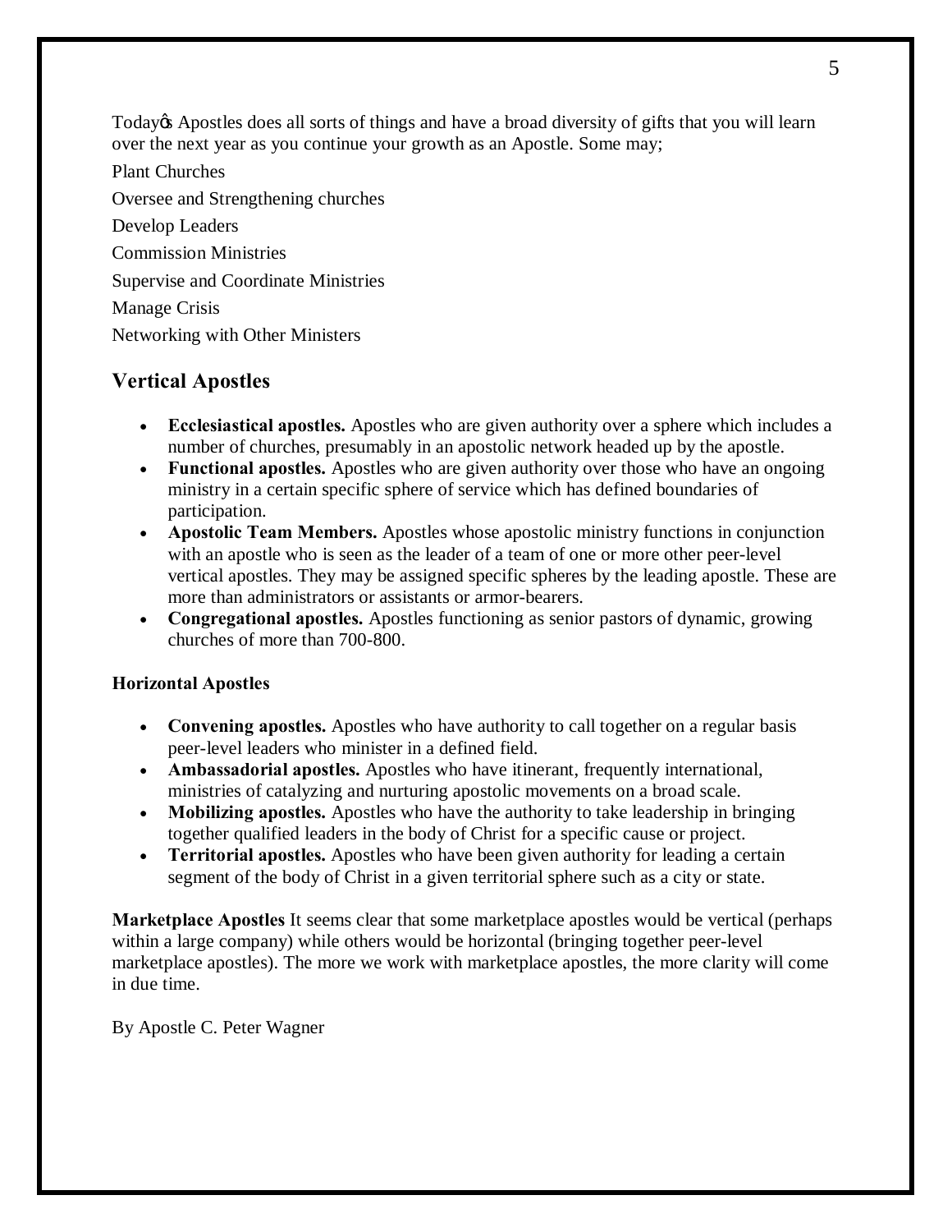Today's Apostles does all sorts of things and have a broad diversity of gifts that you will learn over the next year as you continue your growth as an Apostle. Some may;

Plant Churches

Oversee and Strengthening churches

Develop Leaders

Commission Ministries

Supervise and Coordinate Ministries

Manage Crisis

Networking with Other Ministers

## Vertical Apostles

- **Ecclesiastical apostles.** Apostles who are given authority over a sphere which includes a number of churches, presumably in an apostolic network headed up by the apostle.
- **Functional apostles.** Apostles who are given authority over those who have an ongoing ministry in a certain specific sphere of service which has defined boundaries of participation.
- **Apostolic Team Members.** Apostles whose apostolic ministry functions in conjunction with an apostle who is seen as the leader of a team of one or more other peer-level vertical apostles. They may be assigned specific spheres by the leading apostle. These are more than administrators or assistants or armor-bearers.
- **Congregational apostles.** Apostles functioning as senior pastors of dynamic, growing churches of more than 700-800.

### Horizontal Apostles

- **Convening apostles.** Apostles who have authority to call together on a regular basis peer-level leaders who minister in a defined field.
- **Ambassadorial apostles.** Apostles who have itinerant, frequently international, ministries of catalyzing and nurturing apostolic movements on a broad scale.
- **Mobilizing apostles.** Apostles who have the authority to take leadership in bringing together qualified leaders in the body of Christ for a specific cause or project.
- **Territorial apostles.** Apostles who have been given authority for leading a certain segment of the body of Christ in a given territorial sphere such as a city or state.

**Marketplace Apostles** It seems clear that some marketplace apostles would be vertical (perhaps within a large company) while others would be horizontal (bringing together peer-level marketplace apostles). The more we work with marketplace apostles, the more clarity will come in due time.

By Apostle C. Peter Wagner